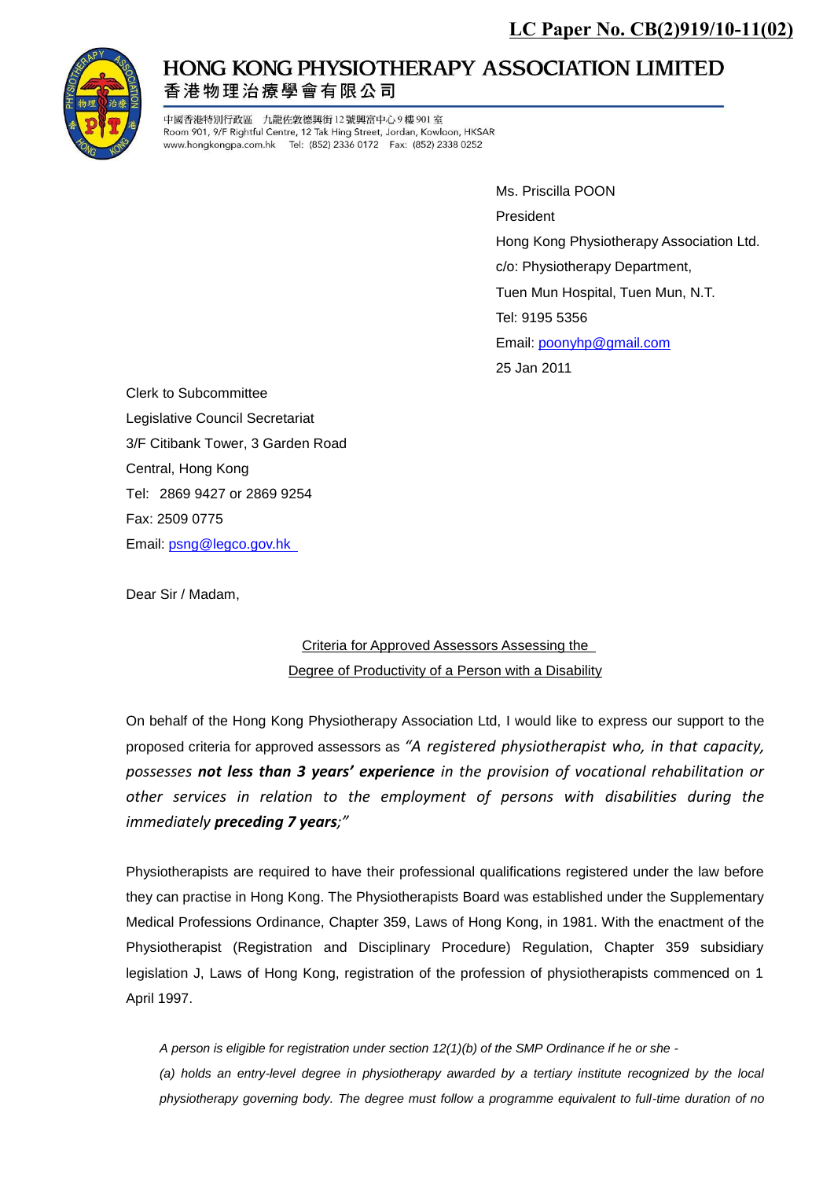**LC Paper No. CB(2)919/10-11(02)**

# HONG KONG PHYSIOTHERAPY ASSOCIATION LIMITED

## 香港物理治療學會有限公司

中國香港特別行政區 九龍佐敦德興街12號興富中心9樓901室
Room 901, 9/F Rightful Centre, 12 Tak Hing Street, Jordan, Kowloon, HKSAR
www.hongkongpa.com.hk Tel: (852) 2336 0172 Fax: (852) 2338 0252

Ms. Priscilla POON
President
Hong Kong Physiotherapy Association Ltd.
c/o: Physiotherapy Department,
Tuen Mun Hospital, Tuen Mun, N.T.
Tel: 9195 5356
Email: poonyhp@gmail.com
25 Jan 2011

Clerk to Subcommittee
Legislative Council Secretariat
3/F Citibank Tower, 3 Garden Road
Central, Hong Kong
Tel: 2869 9427 or 2869 9254
Fax: 2509 0775
Email: psng@legco.gov.hk

Dear Sir / Madam,

Criteria for Approved Assessors Assessing the
Degree of Productivity of a Person with a Disability

On behalf of the Hong Kong Physiotherapy Association Ltd, I would like to express our support to the proposed criteria for approved assessors as *"A registered physiotherapist who, in that capacity, possesses **not less than 3 years' experience** in the provision of vocational rehabilitation or other services in relation to the employment of persons with disabilities during the immediately **preceding 7 years**;"*

Physiotherapists are required to have their professional qualifications registered under the law before they can practise in Hong Kong. The Physiotherapists Board was established under the Supplementary Medical Professions Ordinance, Chapter 359, Laws of Hong Kong, in 1981. With the enactment of the Physiotherapist (Registration and Disciplinary Procedure) Regulation, Chapter 359 subsidiary legislation J, Laws of Hong Kong, registration of the profession of physiotherapists commenced on 1 April 1997.

> *A person is eligible for registration under section 12(1)(b) of the SMP Ordinance if he or she -*
>
> *(a) holds an entry-level degree in physiotherapy awarded by a tertiary institute recognized by the local physiotherapy governing body. The degree must follow a programme equivalent to full-time duration of no*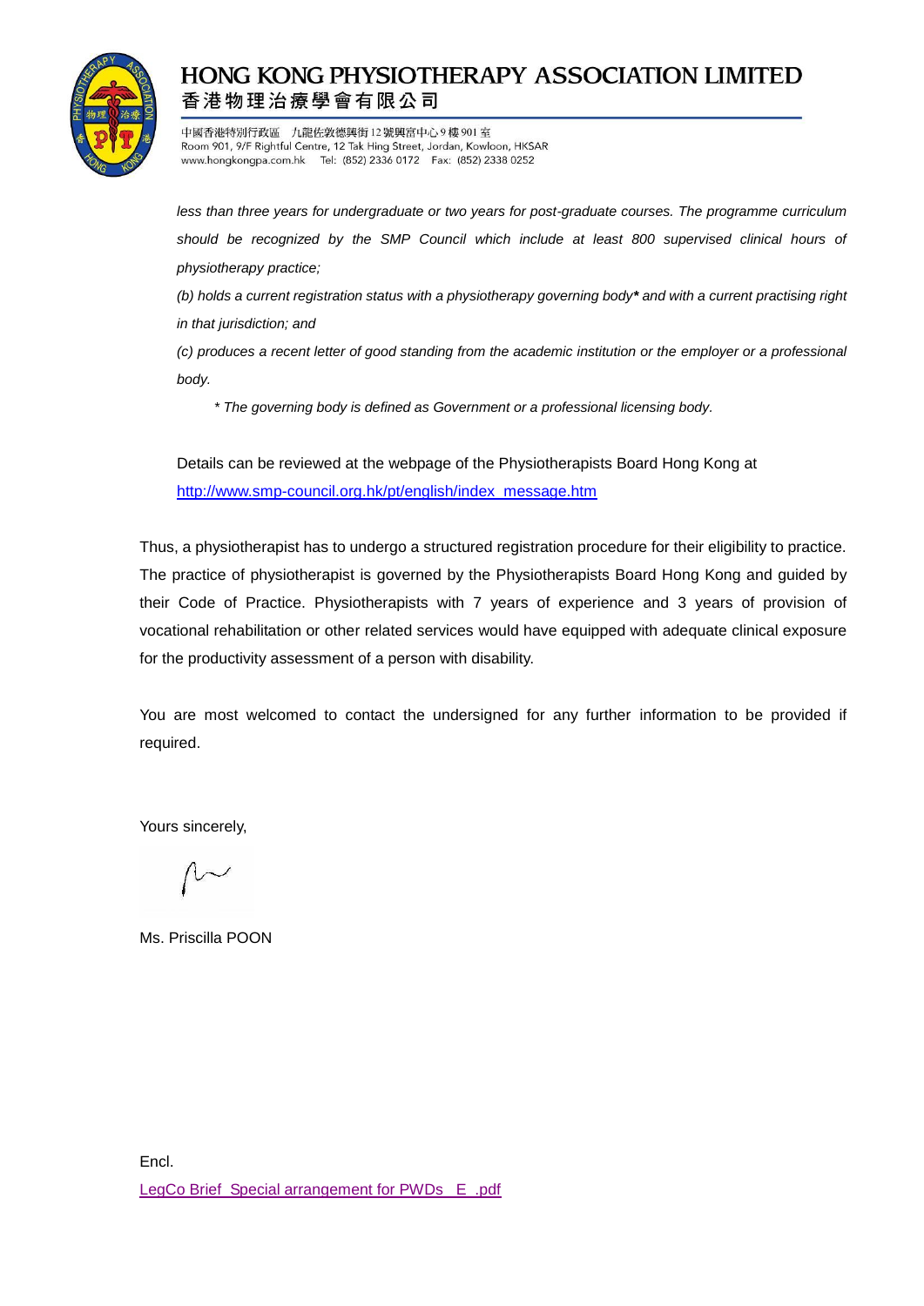*less than three years for undergraduate or two years for post-graduate courses. The programme curriculum should be recognized by the SMP Council which include at least 800 supervised clinical hours of physiotherapy practice;*

*(b) holds a current registration status with a physiotherapy governing body* **\*** *and with a current practising right in that jurisdiction; and*

*(c) produces a recent letter of good standing from the academic institution or the employer or a professional body.*

*\* The governing body is defined as Government or a professional licensing body.*

Details can be reviewed at the webpage of the Physiotherapists Board Hong Kong at http://www.smp-council.org.hk/pt/english/index_message.htm

Thus, a physiotherapist has to undergo a structured registration procedure for their eligibility to practice. The practice of physiotherapist is governed by the Physiotherapists Board Hong Kong and guided by their Code of Practice. Physiotherapists with 7 years of experience and 3 years of provision of vocational rehabilitation or other related services would have equipped with adequate clinical exposure for the productivity assessment of a person with disability.

You are most welcomed to contact the undersigned for any further information to be provided if required.

Yours sincerely,

Ms. Priscilla POON

Encl.

LegCo Brief_Special arrangement for PWDs _E_.pdf